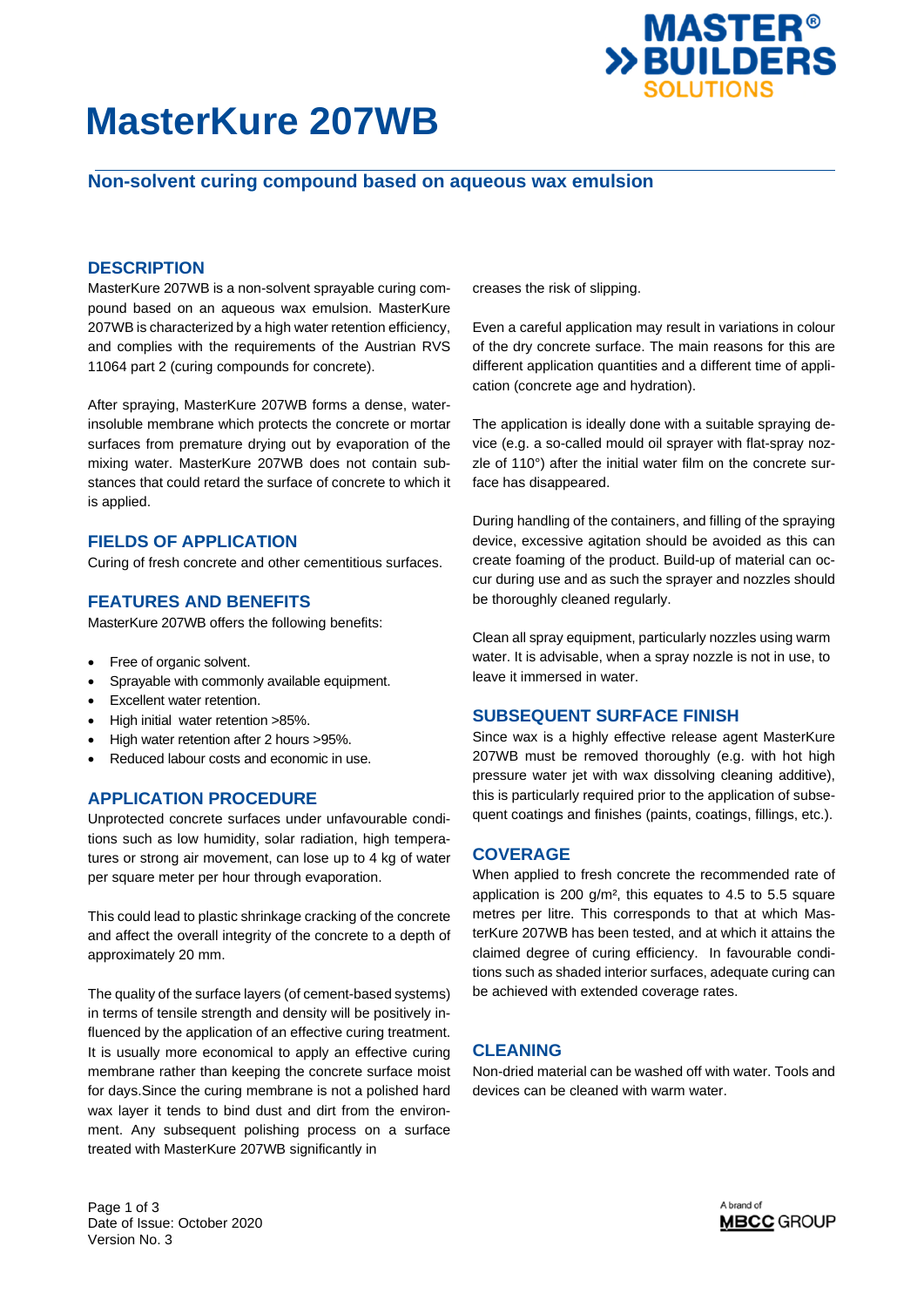# MasterKure 207WB

## Non-solvent curing compound based on aqueous wax emulsion

### DESCRIPTION

MasterKure 207WB is a non-solvent sprayable curing compound based on an aqueous wax emulsion. MasterKure 207WB is characterized by a high water retention efficiency, and complies with the requirements of the Austrian RVS 11064 part 2 (curing compounds for concrete).

After spraying, MasterKure 207WB forms a dense, water-insoluble membrane which protects the concrete or mortar surfaces from premature drying out by evaporation of the mixing water. MasterKure 207WB does not contain substances that could retard the surface of concrete to which it is applied.

### FIELDS OF APPLICATION

Curing of fresh concrete and other cementitious surfaces.

### FEATURES AND BENEFITS

MasterKure 207WB offers the following benefits:

- Free of organic solvent.
- Sprayable with commonly available equipment.
- Excellent water retention.
- High initial water retention >85%.
- High water retention after 2 hours >95%.
- Reduced labour costs and economic in use.

### APPLICATION PROCEDURE

Unprotected concrete surfaces under unfavourable conditions such as low humidity, solar radiation, high temperatures or strong air movement, can lose up to 4 kg of water per square meter per hour through evaporation.

This could lead to plastic shrinkage cracking of the concrete and affect the overall integrity of the concrete to a depth of approximately 20 mm.

The quality of the surface layers (of cement-based systems) in terms of tensile strength and density will be positively influenced by the application of an effective curing treatment. It is usually more economical to apply an effective curing membrane rather than keeping the concrete surface moist for days.Since the curing membrane is not a polished hard wax layer it tends to bind dust and dirt from the environment. Any subsequent polishing process on a surface treated with MasterKure 207WB significantly increases the risk of slipping.

Even a careful application may result in variations in colour of the dry concrete surface. The main reasons for this are different application quantities and a different time of application (concrete age and hydration).

The application is ideally done with a suitable spraying device (e.g. a so-called mould oil sprayer with flat-spray nozzle of 110°) after the initial water film on the concrete surface has disappeared.

During handling of the containers, and filling of the spraying device, excessive agitation should be avoided as this can create foaming of the product. Build-up of material can occur during use and as such the sprayer and nozzles should be thoroughly cleaned regularly.

Clean all spray equipment, particularly nozzles using warm water. It is advisable, when a spray nozzle is not in use, to leave it immersed in water.

### SUBSEQUENT SURFACE FINISH

Since wax is a highly effective release agent MasterKure 207WB must be removed thoroughly (e.g. with hot high pressure water jet with wax dissolving cleaning additive), this is particularly required prior to the application of subsequent coatings and finishes (paints, coatings, fillings, etc.).

### COVERAGE

When applied to fresh concrete the recommended rate of application is 200 g/m², this equates to 4.5 to 5.5 square metres per litre. This corresponds to that at which MasterKure 207WB has been tested, and at which it attains the claimed degree of curing efficiency. In favourable conditions such as shaded interior surfaces, adequate curing can be achieved with extended coverage rates.

### CLEANING

Non-dried material can be washed off with water. Tools and devices can be cleaned with warm water.

Date of Issue: October 2020
Version No. 3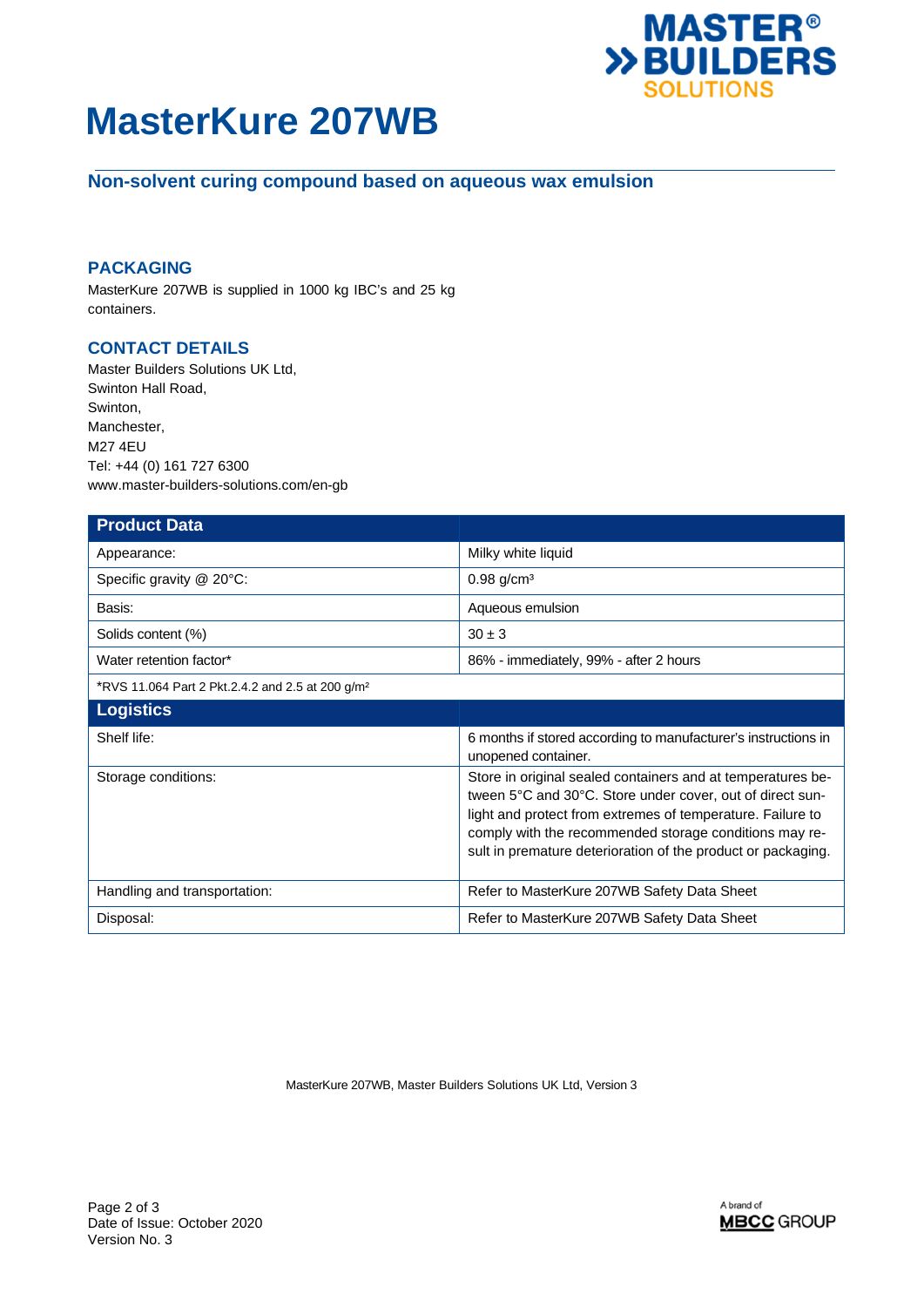# MasterKure 207WB

## Non-solvent curing compound based on aqueous wax emulsion

### PACKAGING

MasterKure 207WB is supplied in 1000 kg IBC's and 25 kg containers.

### CONTACT DETAILS

Master Builders Solutions UK Ltd,
Swinton Hall Road,
Swinton,
Manchester,
M27 4EU
Tel: +44 (0) 161 727 6300
www.master-builders-solutions.com/en-gb

| Product Data | |
|---|---|
| Appearance: | Milky white liquid |
| Specific gravity @ 20°C: | 0.98 g/cm³ |
| Basis: | Aqueous emulsion |
| Solids content (%) | 30 ± 3 |
| Water retention factor* | 86% - immediately, 99% - after 2 hours |
| *RVS 11.064 Part 2 Pkt.2.4.2 and 2.5 at 200 g/m² | |
| **Logistics** | |
| Shelf life: | 6 months if stored according to manufacturer's instructions in unopened container. |
| Storage conditions: | Store in original sealed containers and at temperatures between 5°C and 30°C. Store under cover, out of direct sunlight and protect from extremes of temperature. Failure to comply with the recommended storage conditions may result in premature deterioration of the product or packaging. |
| Handling and transportation: | Refer to MasterKure 207WB Safety Data Sheet |
| Disposal: | Refer to MasterKure 207WB Safety Data Sheet |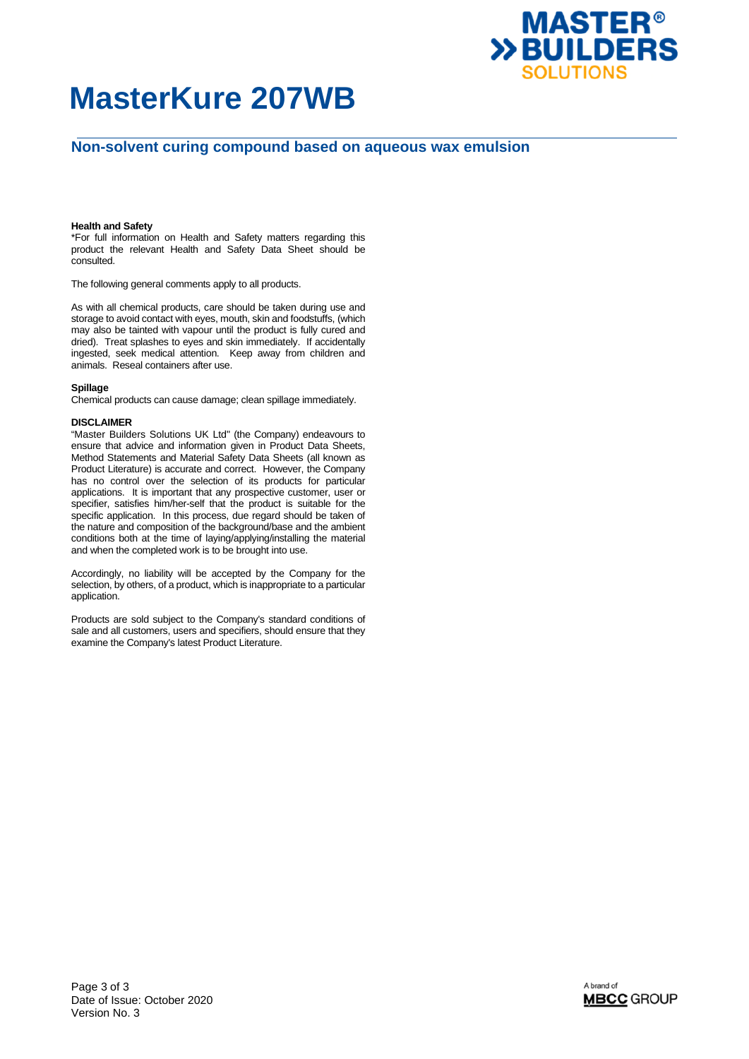# MasterKure 207WB

## Non-solvent curing compound based on aqueous wax emulsion

**Health and Safety**
*For full information on Health and Safety matters regarding this product the relevant Health and Safety Data Sheet should be consulted.

The following general comments apply to all products.

As with all chemical products, care should be taken during use and storage to avoid contact with eyes, mouth, skin and foodstuffs, (which may also be tainted with vapour until the product is fully cured and dried). Treat splashes to eyes and skin immediately. If accidentally ingested, seek medical attention. Keep away from children and animals. Reseal containers after use.

**Spillage**
Chemical products can cause damage; clean spillage immediately.

**DISCLAIMER**
"Master Builders Solutions UK Ltd" (the Company) endeavours to ensure that advice and information given in Product Data Sheets, Method Statements and Material Safety Data Sheets (all known as Product Literature) is accurate and correct. However, the Company has no control over the selection of its products for particular applications. It is important that any prospective customer, user or specifier, satisfies him/her-self that the product is suitable for the specific application. In this process, due regard should be taken of the nature and composition of the background/base and the ambient conditions both at the time of laying/applying/installing the material and when the completed work is to be brought into use.

Accordingly, no liability will be accepted by the Company for the selection, by others, of a product, which is inappropriate to a particular application.

Products are sold subject to the Company's standard conditions of sale and all customers, users and specifiers, should ensure that they examine the Company's latest Product Literature.

Date of Issue: October 2020
Version No. 3